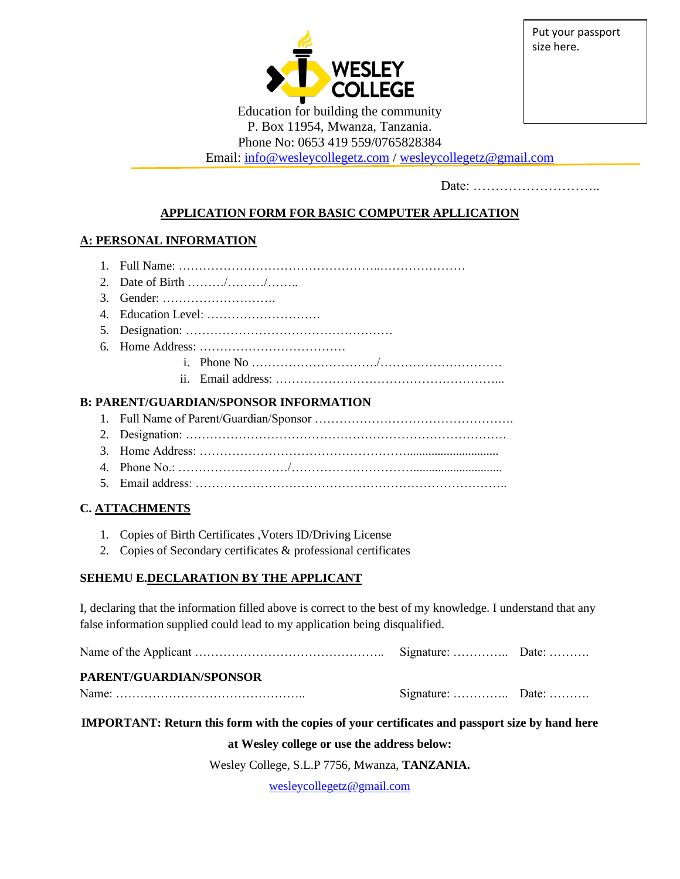Put your passport size here.

WESLEY COLLEGE

Education for building the community
P. Box 11954, Mwanza, Tanzania.
Phone No: 0653 419 559/0765828384
Email: info@wesleycollegetz.com / wesleycollegetz@gmail.com

Date: ………………………..

## APPLICATION FORM FOR BASIC COMPUTER APLLICATION

### A: PERSONAL INFORMATION

1. Full Name: …………………………………………..…………………
2. Date of Birth ………/………/……..
3. Gender: ……………………….
4. Education Level: ……………………….
5. Designation: ……………………………………………
6. Home Address: ………………………………
   i. Phone No …………………………./…………………………
   ii. Email address: ……………………………………………...

### B: PARENT/GUARDIAN/SPONSOR INFORMATION

1. Full Name of Parent/Guardian/Sponsor ……………………………………….
2. Designation: ……………………………………………………………….
3. Home Address: …………………………………………............................
4. Phone No.: ……………………/……………………............................
5. Email address: …………………………………………………………..

### C. ATTACHMENTS

1. Copies of Birth Certificates ,Voters ID/Driving License
2. Copies of Secondary certificates & professional certificates

### SEHEMU E.DECLARATION BY THE APPLICANT

I, declaring that the information filled above is correct to the best of my knowledge. I understand that any false information supplied could lead to my application being disqualified.

Name of the Applicant ……………………………………….. Signature: ………….. Date: ……….

**PARENT/GUARDIAN/SPONSOR**

Name: ……………………………………….. Signature: ………….. Date: ……….

**IMPORTANT: Return this form with the copies of your certificates and passport size by hand here at Wesley college or use the address below:**

Wesley College, S.L.P 7756, Mwanza, **TANZANIA.**

wesleycollegetz@gmail.com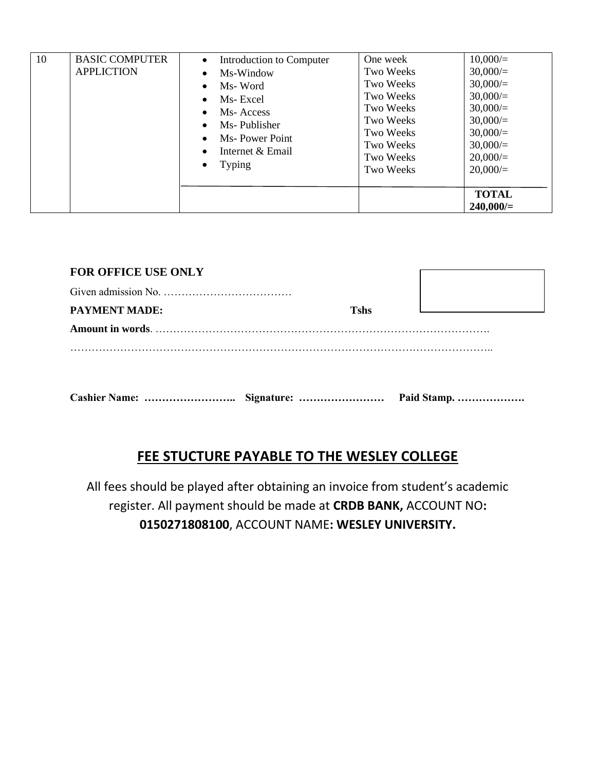| | | | | |
|---|---|---|---|---|
| 10 | BASIC COMPUTER APPLICTION | • Introduction to Computer<br>• Ms-Window<br>• Ms- Word<br>• Ms- Excel<br>• Ms- Access<br>• Ms- Publisher<br>• Ms- Power Point<br>• Internet & Email<br>• Typing | One week<br>Two Weeks<br>Two Weeks<br>Two Weeks<br>Two Weeks<br>Two Weeks<br>Two Weeks<br>Two Weeks<br>Two Weeks<br>Two Weeks | 10,000/=<br>30,000/=<br>30,000/=<br>30,000/=<br>30,000/=<br>30,000/=<br>30,000/=<br>30,000/=<br>20,000/=<br>20,000/= |
| | | | | **TOTAL 240,000/=** |

**FOR OFFICE USE ONLY**

Given admission No. ………………………………

**PAYMENT MADE:** **Tshs**

**Amount in words**. ……………………………………………………………………………………

……………………………………………………………………………………………………………..

**Cashier Name: …………………….. Signature: …………………… Paid Stamp. ……………….**

## FEE STUCTURE PAYABLE TO THE WESLEY COLLEGE

All fees should be played after obtaining an invoice from student's academic register. All payment should be made at **CRDB BANK,** ACCOUNT NO**: 0150271808100**, ACCOUNT NAME**: WESLEY UNIVERSITY.**